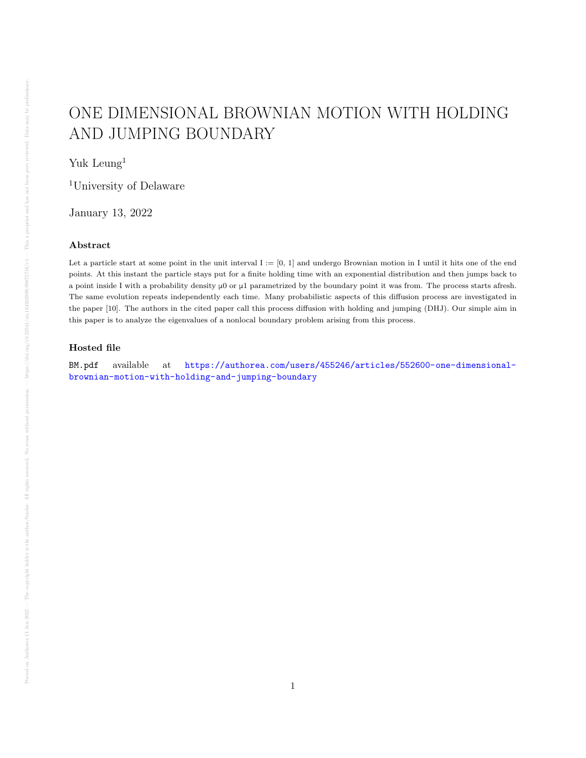# ONE DIMENSIONAL BROWNIAN MOTION WITH HOLDING AND JUMPING BOUNDARY

Yuk Leung[1]

[1]University of Delaware

January 13, 2022

### Abstract

Let a particle start at some point in the unit interval I := [0, 1] and undergo Brownian motion in I until it hits one of the end points. At this instant the particle stays put for a finite holding time with an exponential distribution and then jumps back to a point inside I with a probability density μ0 or μ1 parametrized by the boundary point it was from. The process starts afresh. The same evolution repeats independently each time. Many probabilistic aspects of this diffusion process are investigated in the paper [10]. The authors in the cited paper call this process diffusion with holding and jumping (DHJ). Our simple aim in this paper is to analyze the eigenvalues of a nonlocal boundary problem arising from this process.

### Hosted file

`BM.pdf` available at https://authorea.com/users/455246/articles/552600-one-dimensional-brownian-motion-with-holding-and-jumping-boundary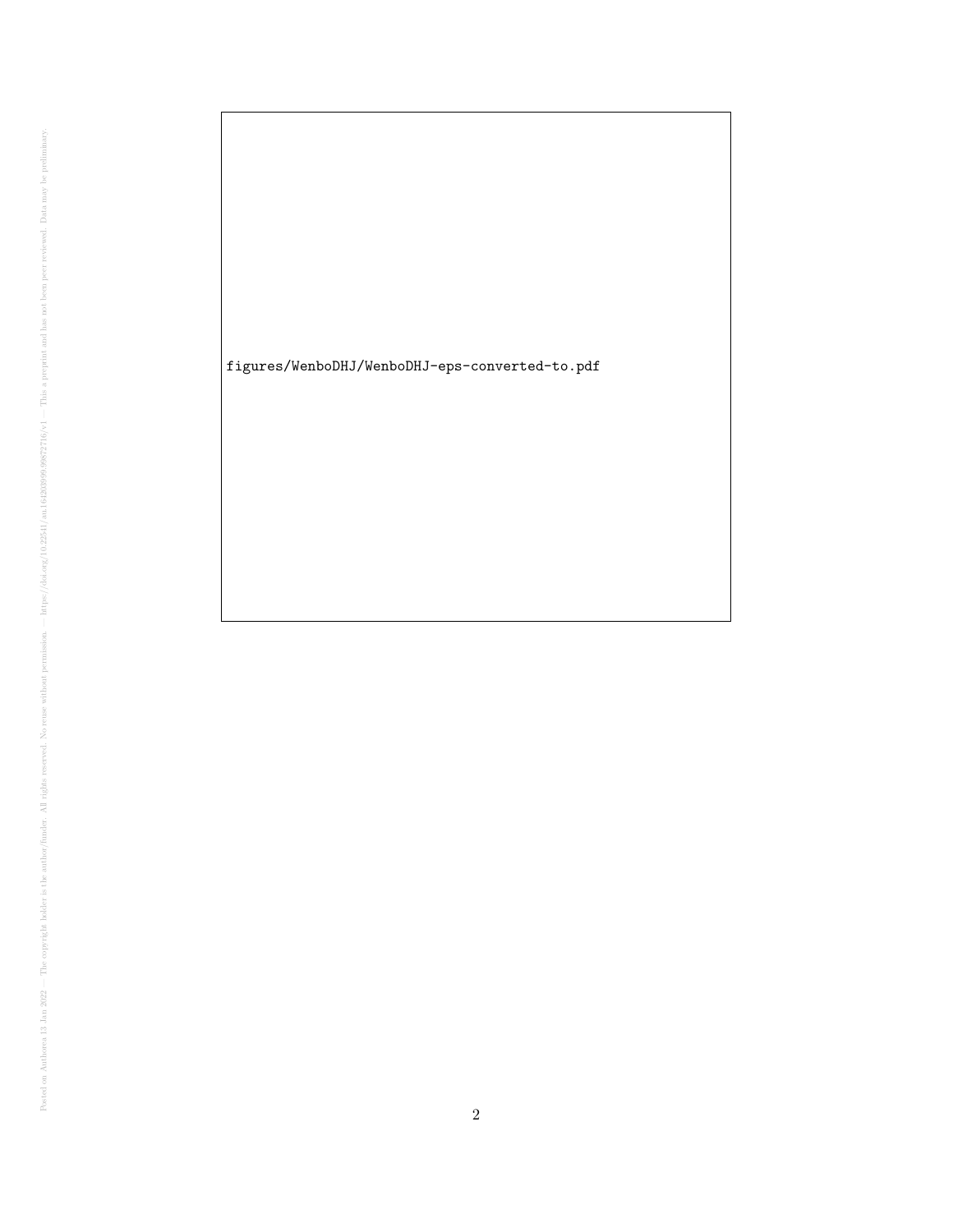figures/WenboDHJ/WenboDHJ-eps-converted-to.pdf